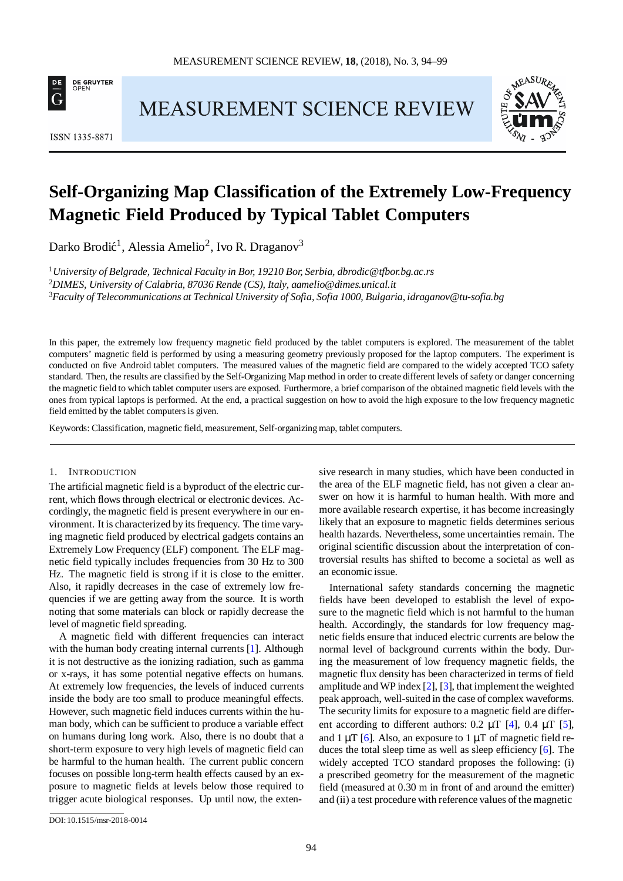# Self-Organizing Map Classification of the Extremely Low-Frequency Magnetic Field Produced by Typical Tablet Computers

Darko Brodić[1], Alessia Amelio[2], Ivo R. Draganov[3]

[1]*University of Belgrade, Technical Faculty in Bor, 19210 Bor, Serbia, dbrodic@tfbor.bg.ac.rs*
[2]*DIMES, University of Calabria, 87036 Rende (CS), Italy, aamelio@dimes.unical.it*
[3]*Faculty of Telecommunications at Technical University of Sofia, Sofia 1000, Bulgaria, idraganov@tu-sofia.bg*

In this paper, the extremely low frequency magnetic field produced by the tablet computers is explored. The measurement of the tablet computers' magnetic field is performed by using a measuring geometry previously proposed for the laptop computers. The experiment is conducted on five Android tablet computers. The measured values of the magnetic field are compared to the widely accepted TCO safety standard. Then, the results are classified by the Self-Organizing Map method in order to create different levels of safety or danger concerning the magnetic field to which tablet computer users are exposed. Furthermore, a brief comparison of the obtained magnetic field levels with the ones from typical laptops is performed. At the end, a practical suggestion on how to avoid the high exposure to the low frequency magnetic field emitted by the tablet computers is given.

Keywords: Classification, magnetic field, measurement, Self-organizing map, tablet computers.

## 1. Introduction

The artificial magnetic field is a byproduct of the electric current, which flows through electrical or electronic devices. Accordingly, the magnetic field is present everywhere in our environment. It is characterized by its frequency. The time varying magnetic field produced by electrical gadgets contains an Extremely Low Frequency (ELF) component. The ELF magnetic field typically includes frequencies from 30 Hz to 300 Hz. The magnetic field is strong if it is close to the emitter. Also, it rapidly decreases in the case of extremely low frequencies if we are getting away from the source. It is worth noting that some materials can block or rapidly decrease the level of magnetic field spreading.

A magnetic field with different frequencies can interact with the human body creating internal currents [1]. Although it is not destructive as the ionizing radiation, such as gamma or x-rays, it has some potential negative effects on humans. At extremely low frequencies, the levels of induced currents inside the body are too small to produce meaningful effects. However, such magnetic field induces currents within the human body, which can be sufficient to produce a variable effect on humans during long work. Also, there is no doubt that a short-term exposure to very high levels of magnetic field can be harmful to the human health. The current public concern focuses on possible long-term health effects caused by an exposure to magnetic fields at levels below those required to trigger acute biological responses. Up until now, the extensive research in many studies, which have been conducted in the area of the ELF magnetic field, has not given a clear answer on how it is harmful to human health. With more and more available research expertise, it has become increasingly likely that an exposure to magnetic fields determines serious health hazards. Nevertheless, some uncertainties remain. The original scientific discussion about the interpretation of controversial results has shifted to become a societal as well as an economic issue.

International safety standards concerning the magnetic fields have been developed to establish the level of exposure to the magnetic field which is not harmful to the human health. Accordingly, the standards for low frequency magnetic fields ensure that induced electric currents are below the normal level of background currents within the body. During the measurement of low frequency magnetic fields, the magnetic flux density has been characterized in terms of field amplitude and WP index [2], [3], that implement the weighted peak approach, well-suited in the case of complex waveforms. The security limits for exposure to a magnetic field are different according to different authors: 0.2 μT [4], 0.4 μT [5], and 1 μT [6]. Also, an exposure to 1 μT of magnetic field reduces the total sleep time as well as sleep efficiency [6]. The widely accepted TCO standard proposes the following: (i) a prescribed geometry for the measurement of the magnetic field (measured at 0.30 m in front of and around the emitter) and (ii) a test procedure with reference values of the magnetic

DOI: 10.1515/msr-2018-0014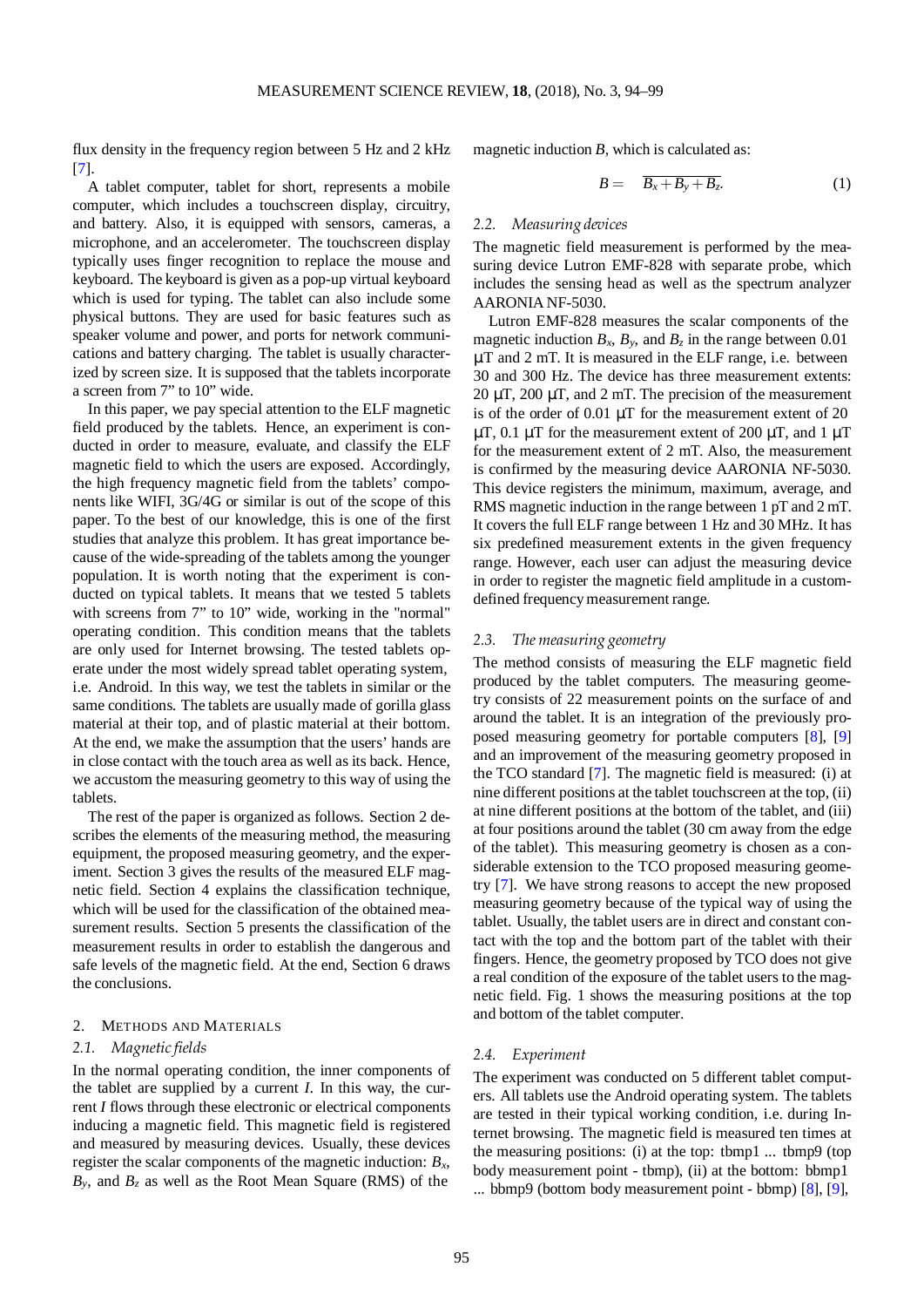flux density in the frequency region between 5 Hz and 2 kHz [7].

A tablet computer, tablet for short, represents a mobile computer, which includes a touchscreen display, circuitry, and battery. Also, it is equipped with sensors, cameras, a microphone, and an accelerometer. The touchscreen display typically uses finger recognition to replace the mouse and keyboard. The keyboard is given as a pop-up virtual keyboard which is used for typing. The tablet can also include some physical buttons. They are used for basic features such as speaker volume and power, and ports for network communications and battery charging. The tablet is usually characterized by screen size. It is supposed that the tablets incorporate a screen from 7" to 10" wide.

In this paper, we pay special attention to the ELF magnetic field produced by the tablets. Hence, an experiment is conducted in order to measure, evaluate, and classify the ELF magnetic field to which the users are exposed. Accordingly, the high frequency magnetic field from the tablets' components like WIFI, 3G/4G or similar is out of the scope of this paper. To the best of our knowledge, this is one of the first studies that analyze this problem. It has great importance because of the wide-spreading of the tablets among the younger population. It is worth noting that the experiment is conducted on typical tablets. It means that we tested 5 tablets with screens from 7" to 10" wide, working in the "normal" operating condition. This condition means that the tablets are only used for Internet browsing. The tested tablets operate under the most widely spread tablet operating system, i.e. Android. In this way, we test the tablets in similar or the same conditions. The tablets are usually made of gorilla glass material at their top, and of plastic material at their bottom. At the end, we make the assumption that the users' hands are in close contact with the touch area as well as its back. Hence, we accustom the measuring geometry to this way of using the tablets.

The rest of the paper is organized as follows. Section 2 describes the elements of the measuring method, the measuring equipment, the proposed measuring geometry, and the experiment. Section 3 gives the results of the measured ELF magnetic field. Section 4 explains the classification technique, which will be used for the classification of the obtained measurement results. Section 5 presents the classification of the measurement results in order to establish the dangerous and safe levels of the magnetic field. At the end, Section 6 draws the conclusions.

## 2. Methods and Materials

### 2.1. Magnetic fields

In the normal operating condition, the inner components of the tablet are supplied by a current $I$. In this way, the current $I$ flows through these electronic or electrical components inducing a magnetic field. This magnetic field is registered and measured by measuring devices. Usually, these devices register the scalar components of the magnetic induction: $B_x$, $B_y$, and $B_z$ as well as the Root Mean Square (RMS) of the magnetic induction $B$, which is calculated as:

$$B = \sqrt{B_x + B_y + B_z}. \tag{1}$$

### 2.2. Measuring devices

The magnetic field measurement is performed by the measuring device Lutron EMF-828 with separate probe, which includes the sensing head as well as the spectrum analyzer AARONIA NF-5030.

Lutron EMF-828 measures the scalar components of the magnetic induction $B_x$, $B_y$, and $B_z$ in the range between 0.01 μT and 2 mT. It is measured in the ELF range, i.e. between 30 and 300 Hz. The device has three measurement extents: 20 μT, 200 μT, and 2 mT. The precision of the measurement is of the order of 0.01 μT for the measurement extent of 20 μT, 0.1 μT for the measurement extent of 200 μT, and 1 μT for the measurement extent of 2 mT. Also, the measurement is confirmed by the measuring device AARONIA NF-5030. This device registers the minimum, maximum, average, and RMS magnetic induction in the range between 1 pT and 2 mT. It covers the full ELF range between 1 Hz and 30 MHz. It has six predefined measurement extents in the given frequency range. However, each user can adjust the measuring device in order to register the magnetic field amplitude in a custom-defined frequency measurement range.

### 2.3. The measuring geometry

The method consists of measuring the ELF magnetic field produced by the tablet computers. The measuring geometry consists of 22 measurement points on the surface of and around the tablet. It is an integration of the previously proposed measuring geometry for portable computers [8], [9] and an improvement of the measuring geometry proposed in the TCO standard [7]. The magnetic field is measured: (i) at nine different positions at the tablet touchscreen at the top, (ii) at nine different positions at the bottom of the tablet, and (iii) at four positions around the tablet (30 cm away from the edge of the tablet). This measuring geometry is chosen as a considerable extension to the TCO proposed measuring geometry [7]. We have strong reasons to accept the new proposed measuring geometry because of the typical way of using the tablet. Usually, the tablet users are in direct and constant contact with the top and the bottom part of the tablet with their fingers. Hence, the geometry proposed by TCO does not give a real condition of the exposure of the tablet users to the magnetic field. Fig. 1 shows the measuring positions at the top and bottom of the tablet computer.

### 2.4. Experiment

The experiment was conducted on 5 different tablet computers. All tablets use the Android operating system. The tablets are tested in their typical working condition, i.e. during Internet browsing. The magnetic field is measured ten times at the measuring positions: (i) at the top: tbmp1 ... tbmp9 (top body measurement point - tbmp), (ii) at the bottom: bbmp1 ... bbmp9 (bottom body measurement point - bbmp) [8], [9],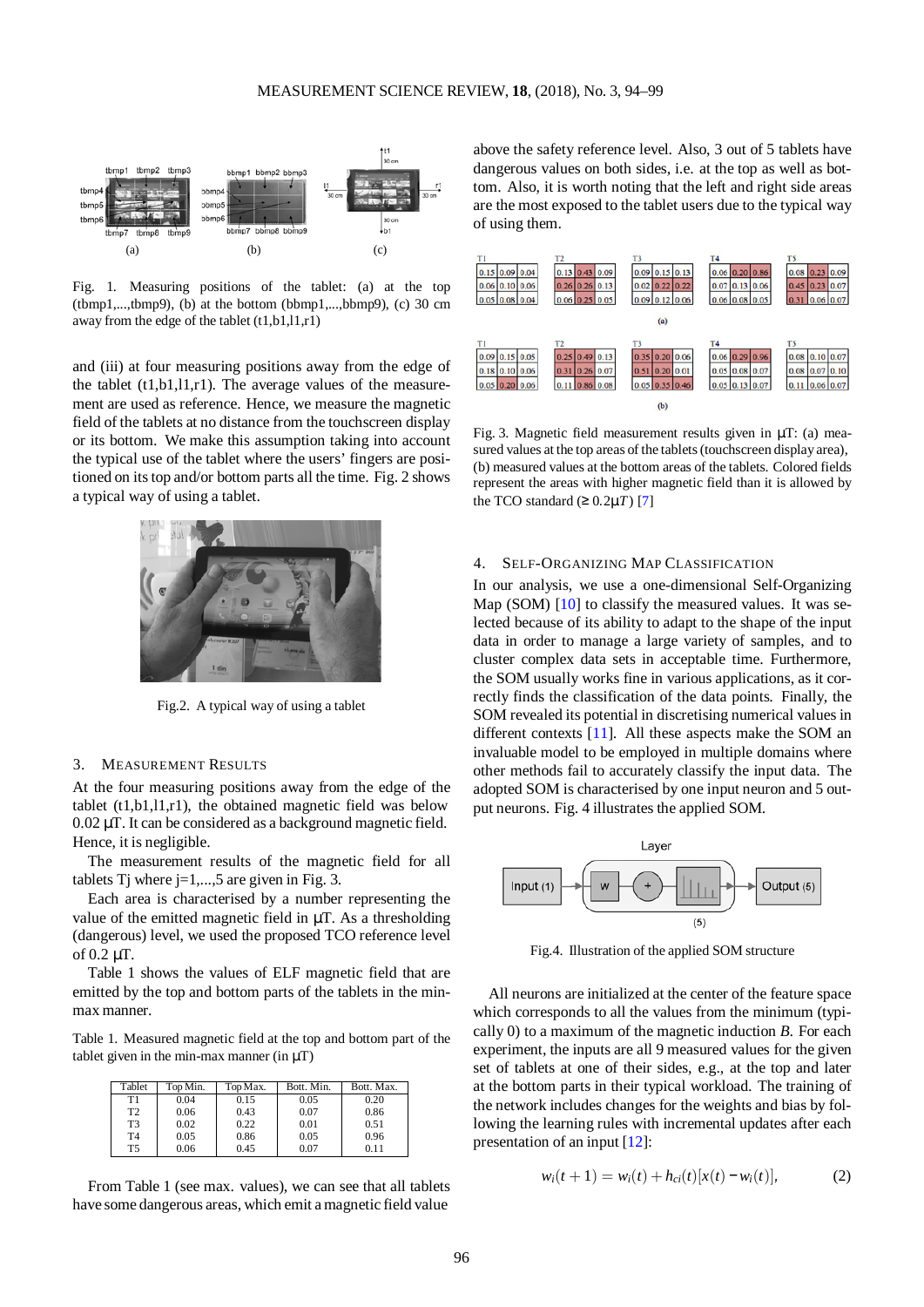Fig. 1. Measuring positions of the tablet: (a) at the top (tbmp1,...,tbmp9), (b) at the bottom (bbmp1,...,bbmp9), (c) 30 cm away from the edge of the tablet (t1,b1,l1,r1)

and (iii) at four measuring positions away from the edge of the tablet (t1,b1,l1,r1). The average values of the measurement are used as reference. Hence, we measure the magnetic field of the tablets at no distance from the touchscreen display or its bottom. We make this assumption taking into account the typical use of the tablet where the users' fingers are positioned on its top and/or bottom parts all the time. Fig. 2 shows a typical way of using a tablet.

Fig.2. A typical way of using a tablet

## 3. Measurement Results

At the four measuring positions away from the edge of the tablet (t1,b1,l1,r1), the obtained magnetic field was below 0.02 μT. It can be considered as a background magnetic field. Hence, it is negligible.

The measurement results of the magnetic field for all tablets Tj where j=1,...,5 are given in Fig. 3.

Each area is characterised by a number representing the value of the emitted magnetic field in μT. As a thresholding (dangerous) level, we used the proposed TCO reference level of 0.2 μT.

Table 1 shows the values of ELF magnetic field that are emitted by the top and bottom parts of the tablets in the min-max manner.

Table 1. Measured magnetic field at the top and bottom part of the tablet given in the min-max manner (in μT)

| Tablet | Top Min. | Top Max. | Bott. Min. | Bott. Max. |
|---|---|---|---|---|
| T1 | 0.04 | 0.15 | 0.05 | 0.20 |
| T2 | 0.06 | 0.43 | 0.07 | 0.86 |
| T3 | 0.02 | 0.22 | 0.01 | 0.51 |
| T4 | 0.05 | 0.86 | 0.05 | 0.96 |
| T5 | 0.06 | 0.45 | 0.07 | 0.11 |

From Table 1 (see max. values), we can see that all tablets have some dangerous areas, which emit a magnetic field value above the safety reference level. Also, 3 out of 5 tablets have dangerous values on both sides, i.e. at the top as well as bottom. Also, it is worth noting that the left and right side areas are the most exposed to the tablet users due to the typical way of using them.

(a)

| T1 | | | T2 | | | T3 | | | T4 | | | T5 | | |
|---|---|---|---|---|---|---|---|---|---|---|---|---|---|---|
| 0.15 | 0.09 | 0.04 | 0.13 | 0.43 | 0.09 | 0.09 | 0.15 | 0.13 | 0.06 | 0.20 | 0.86 | 0.08 | 0.23 | 0.09 |
| 0.06 | 0.10 | 0.06 | 0.26 | 0.26 | 0.13 | 0.02 | 0.22 | 0.22 | 0.07 | 0.13 | 0.06 | 0.45 | 0.23 | 0.07 |
| 0.05 | 0.08 | 0.04 | 0.06 | 0.25 | 0.05 | 0.09 | 0.12 | 0.06 | 0.06 | 0.08 | 0.05 | 0.31 | 0.06 | 0.07 |

(b)

| T1 | | | T2 | | | T3 | | | T4 | | | T5 | | |
|---|---|---|---|---|---|---|---|---|---|---|---|---|---|---|
| 0.09 | 0.15 | 0.05 | 0.25 | 0.49 | 0.13 | 0.35 | 0.20 | 0.06 | 0.06 | 0.29 | 0.96 | 0.08 | 0.10 | 0.07 |
| 0.18 | 0.10 | 0.06 | 0.31 | 0.26 | 0.07 | 0.51 | 0.20 | 0.01 | 0.05 | 0.08 | 0.07 | 0.08 | 0.07 | 0.10 |
| 0.05 | 0.20 | 0.06 | 0.11 | 0.86 | 0.08 | 0.05 | 0.35 | 0.46 | 0.05 | 0.13 | 0.07 | 0.11 | 0.06 | 0.07 |

Fig. 3. Magnetic field measurement results given in μT: (a) measured values at the top areas of the tablets (touchscreen display area), (b) measured values at the bottom areas of the tablets. Colored fields represent the areas with higher magnetic field than it is allowed by the TCO standard (≥ 0.2μ*T*) [7]

## 4. Self-Organizing Map Classification

In our analysis, we use a one-dimensional Self-Organizing Map (SOM) [10] to classify the measured values. It was selected because of its ability to adapt to the shape of the input data in order to manage a large variety of samples, and to cluster complex data sets in acceptable time. Furthermore, the SOM usually works fine in various applications, as it correctly finds the classification of the data points. Finally, the SOM revealed its potential in discretising numerical values in different contexts [11]. All these aspects make the SOM an invaluable model to be employed in multiple domains where other methods fail to accurately classify the input data. The adopted SOM is characterised by one input neuron and 5 output neurons. Fig. 4 illustrates the applied SOM.

Fig.4. Illustration of the applied SOM structure

All neurons are initialized at the center of the feature space which corresponds to all the values from the minimum (typically 0) to a maximum of the magnetic induction *B*. For each experiment, the inputs are all 9 measured values for the given set of tablets at one of their sides, e.g., at the top and later at the bottom parts in their typical workload. The training of the network includes changes for the weights and bias by following the learning rules with incremental updates after each presentation of an input [12]:

$$w_i(t+1) = w_i(t) + h_{ci}(t)[x(t) - w_i(t)], \tag{2}$$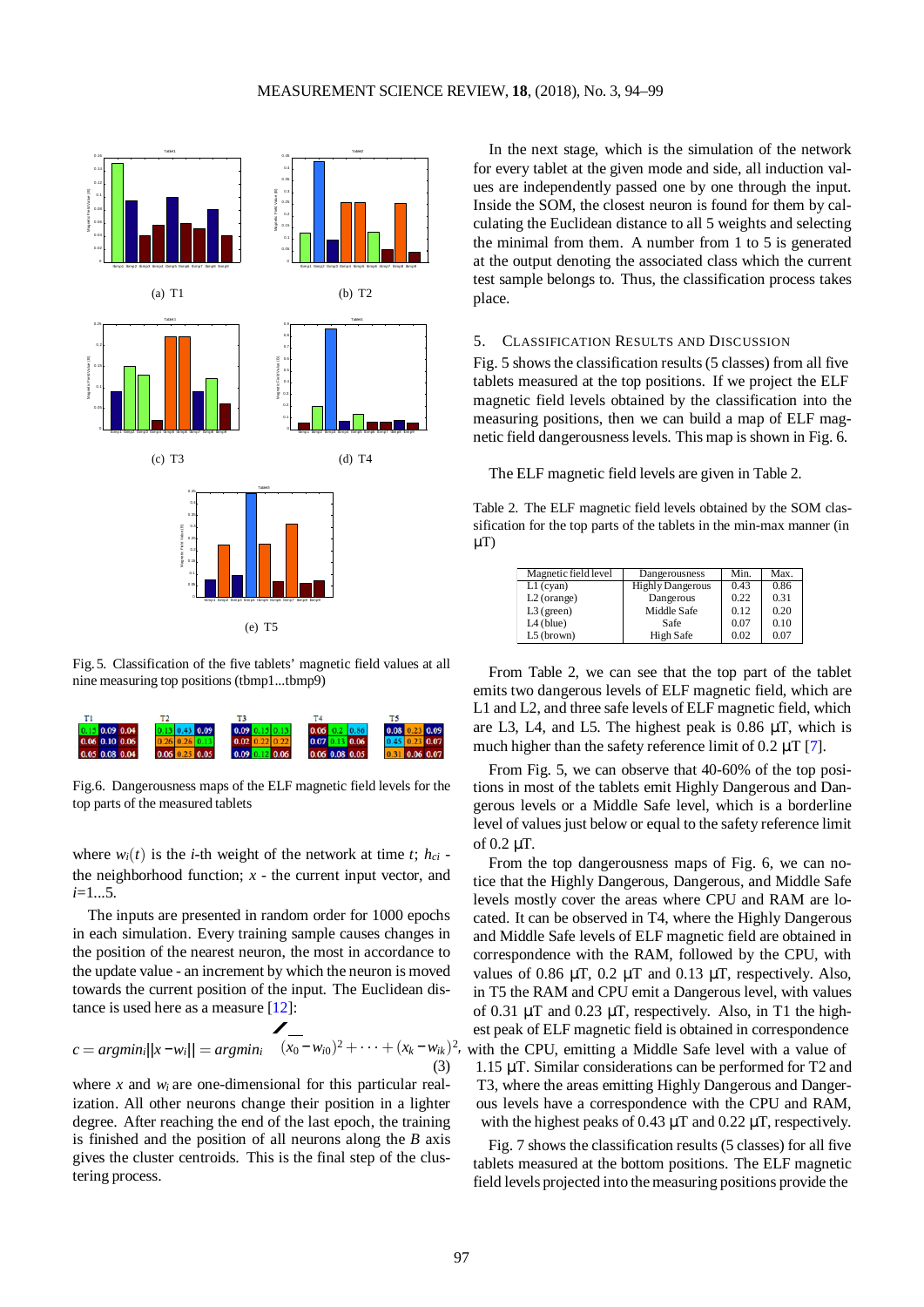(a) T1

(b) T2

(c) T3

(d) T4

(e) T5

Fig. 5. Classification of the five tablets' magnetic field values at all nine measuring top positions (tbmp1...tbmp9)

| T1 | | | T2 | | | T3 | | | T4 | | | T5 | | |
|---|---|---|---|---|---|---|---|---|---|---|---|---|---|---|
| 0.15 | 0.09 | 0.04 | 0.13 | 0.43 | 0.09 | 0.09 | 0.15 | 0.13 | 0.06 | 0.2 | 0.86 | 0.08 | 0.23 | 0.09 |
| 0.06 | 0.10 | 0.06 | 0.26 | 0.26 | 0.13 | 0.02 | 0.22 | 0.22 | 0.07 | 0.13 | 0.06 | 0.45 | 0.23 | 0.07 |
| 0.05 | 0.08 | 0.04 | 0.05 | 0.25 | 0.05 | 0.09 | 0.12 | 0.06 | 0.06 | 0.08 | 0.05 | 0.31 | 0.06 | 0.07 |

Fig.6. Dangerousness maps of the ELF magnetic field levels for the top parts of the measured tablets

where $w_i(t)$ is the $i$-th weight of the network at time $t$; $h_{ci}$ - the neighborhood function; $x$ - the current input vector, and $i$=1...5.

The inputs are presented in random order for 1000 epochs in each simulation. Every training sample causes changes in the position of the nearest neuron, the most in accordance to the update value - an increment by which the neuron is moved towards the current position of the input. The Euclidean distance is used here as a measure [12]:

$$c = argmin_i ||x - w_i|| = argmin_i \sqrt{(x_0 - w_{i0})^2 + \cdots + (x_k - w_{ik})^2}, \quad (3)$$

where $x$ and $w_i$ are one-dimensional for this particular realization. All other neurons change their position in a lighter degree. After reaching the end of the last epoch, the training is finished and the position of all neurons along the $B$ axis gives the cluster centroids. This is the final step of the clustering process.

In the next stage, which is the simulation of the network for every tablet at the given mode and side, all induction values are independently passed one by one through the input. Inside the SOM, the closest neuron is found for them by calculating the Euclidean distance to all 5 weights and selecting the minimal from them. A number from 1 to 5 is generated at the output denoting the associated class which the current test sample belongs to. Thus, the classification process takes place.

## 5. Classification Results and Discussion

Fig. 5 shows the classification results (5 classes) from all five tablets measured at the top positions. If we project the ELF magnetic field levels obtained by the classification into the measuring positions, then we can build a map of ELF magnetic field dangerousness levels. This map is shown in Fig. 6.

The ELF magnetic field levels are given in Table 2.

Table 2. The ELF magnetic field levels obtained by the SOM classification for the top parts of the tablets in the min-max manner (in μT)

| Magnetic field level | Dangerousness | Min. | Max. |
|---|---|---|---|
| L1 (cyan) | Highly Dangerous | 0.43 | 0.86 |
| L2 (orange) | Dangerous | 0.22 | 0.31 |
| L3 (green) | Middle Safe | 0.12 | 0.20 |
| L4 (blue) | Safe | 0.07 | 0.10 |
| L5 (brown) | High Safe | 0.02 | 0.07 |

From Table 2, we can see that the top part of the tablet emits two dangerous levels of ELF magnetic field, which are L1 and L2, and three safe levels of ELF magnetic field, which are L3, L4, and L5. The highest peak is 0.86 μT, which is much higher than the safety reference limit of 0.2 μT [7].

From Fig. 5, we can observe that 40-60% of the top positions in most of the tablets emit Highly Dangerous and Dangerous levels or a Middle Safe level, which is a borderline level of values just below or equal to the safety reference limit of 0.2 μT.

From the top dangerousness maps of Fig. 6, we can notice that the Highly Dangerous, Dangerous, and Middle Safe levels mostly cover the areas where CPU and RAM are located. It can be observed in T4, where the Highly Dangerous and Middle Safe levels of ELF magnetic field are obtained in correspondence with the RAM, followed by the CPU, with values of 0.86 μT, 0.2 μT and 0.13 μT, respectively. Also, in T5 the RAM and CPU emit a Dangerous level, with values of 0.31 μT and 0.23 μT, respectively. Also, in T1 the highest peak of ELF magnetic field is obtained in correspondence with the CPU, emitting a Middle Safe level with a value of 1.15 μT. Similar considerations can be performed for T2 and T3, where the areas emitting Highly Dangerous and Dangerous levels have a correspondence with the CPU and RAM, with the highest peaks of 0.43 μT and 0.22 μT, respectively.

Fig. 7 shows the classification results (5 classes) for all five tablets measured at the bottom positions. The ELF magnetic field levels projected into the measuring positions provide the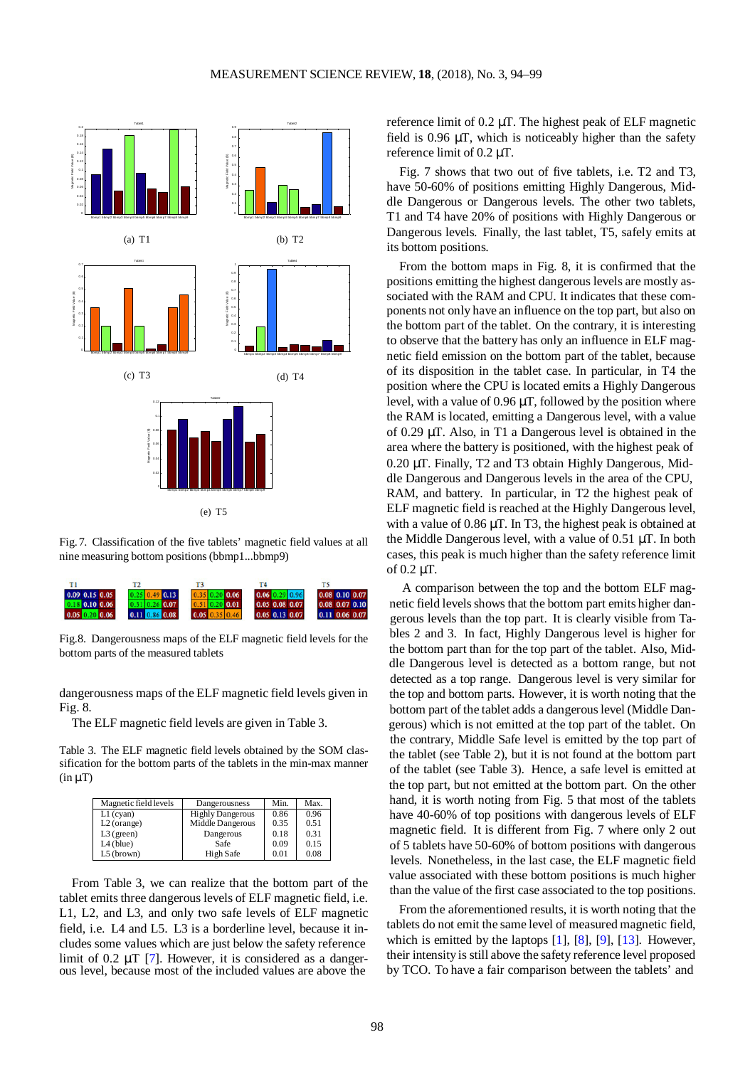(a) T1

(b) T2

(c) T3

(d) T4

(e) T5

Fig. 7. Classification of the five tablets' magnetic field values at all nine measuring bottom positions (bbmp1...bbmp9)

Fig.8. Dangerousness maps of the ELF magnetic field levels for the bottom parts of the measured tablets

dangerousness maps of the ELF magnetic field levels given in Fig. 8.

The ELF magnetic field levels are given in Table 3.

Table 3. The ELF magnetic field levels obtained by the SOM classification for the bottom parts of the tablets in the min-max manner (in μT)

| Magnetic field levels | Dangerousness | Min. | Max. |
|---|---|---|---|
| L1 (cyan) | Highly Dangerous | 0.86 | 0.96 |
| L2 (orange) | Middle Dangerous | 0.35 | 0.51 |
| L3 (green) | Dangerous | 0.18 | 0.31 |
| L4 (blue) | Safe | 0.09 | 0.15 |
| L5 (brown) | High Safe | 0.01 | 0.08 |

From Table 3, we can realize that the bottom part of the tablet emits three dangerous levels of ELF magnetic field, i.e. L1, L2, and L3, and only two safe levels of ELF magnetic field, i.e. L4 and L5. L3 is a borderline level, because it includes some values which are just below the safety reference limit of 0.2 μT [7]. However, it is considered as a dangerous level, because most of the included values are above the reference limit of 0.2 μT. The highest peak of ELF magnetic field is 0.96 μT, which is noticeably higher than the safety reference limit of 0.2 μT.

Fig. 7 shows that two out of five tablets, i.e. T2 and T3, have 50-60% of positions emitting Highly Dangerous, Middle Dangerous or Dangerous levels. The other two tablets, T1 and T4 have 20% of positions with Highly Dangerous or Dangerous levels. Finally, the last tablet, T5, safely emits at its bottom positions.

From the bottom maps in Fig. 8, it is confirmed that the positions emitting the highest dangerous levels are mostly associated with the RAM and CPU. It indicates that these components not only have an influence on the top part, but also on the bottom part of the tablet. On the contrary, it is interesting to observe that the battery has only an influence in ELF magnetic field emission on the bottom part of the tablet, because of its disposition in the tablet case. In particular, in T4 the position where the CPU is located emits a Highly Dangerous level, with a value of 0.96 μT, followed by the position where the RAM is located, emitting a Dangerous level, with a value of 0.29 μT. Also, in T1 a Dangerous level is obtained in the area where the battery is positioned, with the highest peak of 0.20 μT. Finally, T2 and T3 obtain Highly Dangerous, Middle Dangerous and Dangerous levels in the area of the CPU, RAM, and battery. In particular, in T2 the highest peak of ELF magnetic field is reached at the Highly Dangerous level, with a value of 0.86 μT. In T3, the highest peak is obtained at the Middle Dangerous level, with a value of 0.51 μT. In both cases, this peak is much higher than the safety reference limit of 0.2 μT.

A comparison between the top and the bottom ELF magnetic field levels shows that the bottom part emits higher dangerous levels than the top part. It is clearly visible from Tables 2 and 3. In fact, Highly Dangerous level is higher for the bottom part than for the top part of the tablet. Also, Middle Dangerous level is detected as a bottom range, but not detected as a top range. Dangerous level is very similar for the top and bottom parts. However, it is worth noting that the bottom part of the tablet adds a dangerous level (Middle Dangerous) which is not emitted at the top part of the tablet. On the contrary, Middle Safe level is emitted by the top part of the tablet (see Table 2), but it is not found at the bottom part of the tablet (see Table 3). Hence, a safe level is emitted at the top part, but not emitted at the bottom part. On the other hand, it is worth noting from Fig. 5 that most of the tablets have 40-60% of top positions with dangerous levels of ELF magnetic field. It is different from Fig. 7 where only 2 out of 5 tablets have 50-60% of bottom positions with dangerous levels. Nonetheless, in the last case, the ELF magnetic field value associated with these bottom positions is much higher than the value of the first case associated to the top positions.

From the aforementioned results, it is worth noting that the tablets do not emit the same level of measured magnetic field, which is emitted by the laptops [1], [8], [9], [13]. However, their intensity is still above the safety reference level proposed by TCO. To have a fair comparison between the tablets' and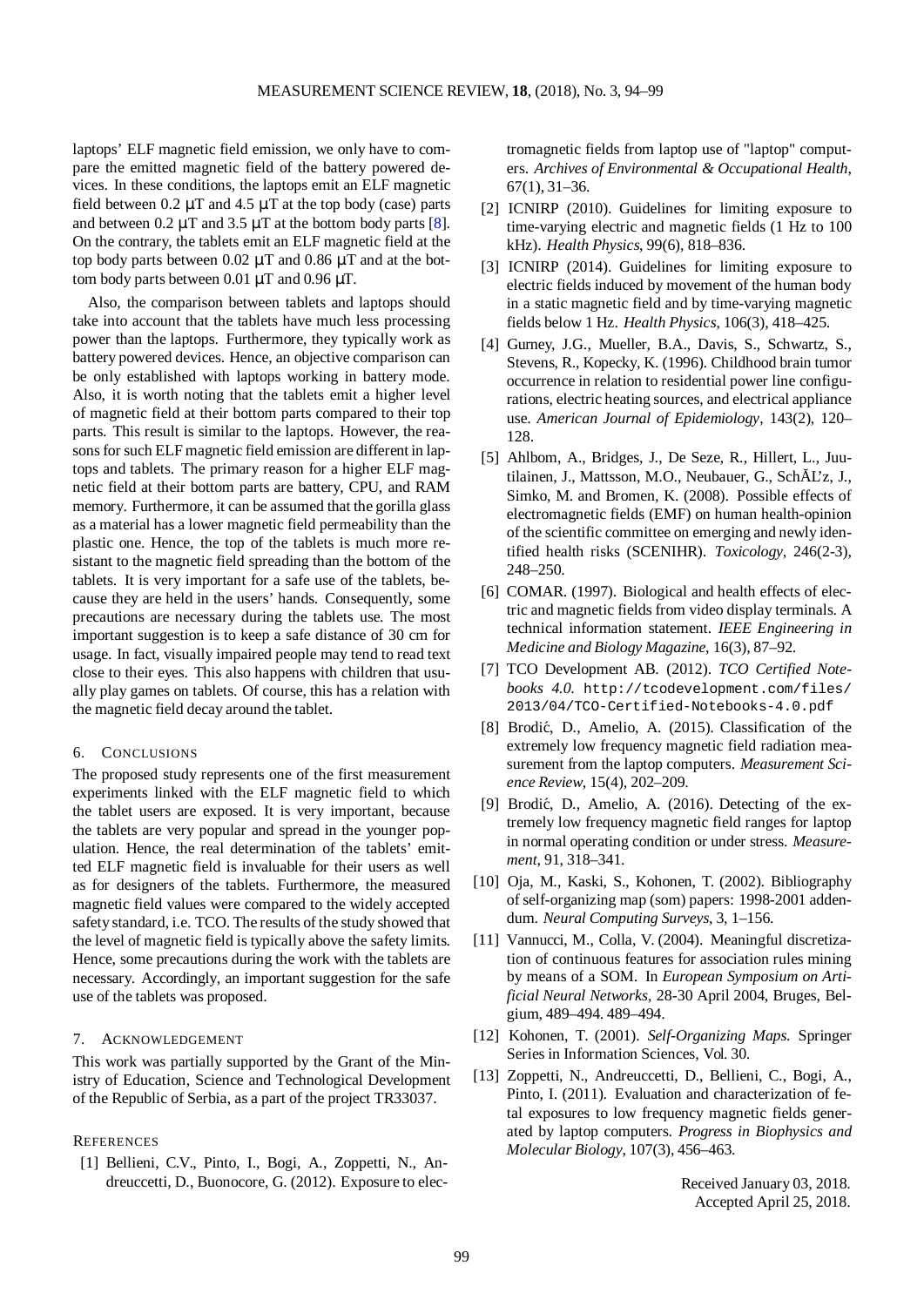laptops' ELF magnetic field emission, we only have to compare the emitted magnetic field of the battery powered devices. In these conditions, the laptops emit an ELF magnetic field between 0.2 μT and 4.5 μT at the top body (case) parts and between 0.2 μT and 3.5 μT at the bottom body parts [8]. On the contrary, the tablets emit an ELF magnetic field at the top body parts between 0.02 μT and 0.86 μT and at the bottom body parts between 0.01 μT and 0.96 μT.

Also, the comparison between tablets and laptops should take into account that the tablets have much less processing power than the laptops. Furthermore, they typically work as battery powered devices. Hence, an objective comparison can be only established with laptops working in battery mode. Also, it is worth noting that the tablets emit a higher level of magnetic field at their bottom parts compared to their top parts. This result is similar to the laptops. However, the reasons for such ELF magnetic field emission are different in laptops and tablets. The primary reason for a higher ELF magnetic field at their bottom parts are battery, CPU, and RAM memory. Furthermore, it can be assumed that the gorilla glass as a material has a lower magnetic field permeability than the plastic one. Hence, the top of the tablets is much more resistant to the magnetic field spreading than the bottom of the tablets. It is very important for a safe use of the tablets, because they are held in the users' hands. Consequently, some precautions are necessary during the tablets use. The most important suggestion is to keep a safe distance of 30 cm for usage. In fact, visually impaired people may tend to read text close to their eyes. This also happens with children that usually play games on tablets. Of course, this has a relation with the magnetic field decay around the tablet.

## 6. Conclusions

The proposed study represents one of the first measurement experiments linked with the ELF magnetic field to which the tablet users are exposed. It is very important, because the tablets are very popular and spread in the younger population. Hence, the real determination of the tablets' emitted ELF magnetic field is invaluable for their users as well as for designers of the tablets. Furthermore, the measured magnetic field values were compared to the widely accepted safety standard, i.e. TCO. The results of the study showed that the level of magnetic field is typically above the safety limits. Hence, some precautions during the work with the tablets are necessary. Accordingly, an important suggestion for the safe use of the tablets was proposed.

## 7. Acknowledgement

This work was partially supported by the Grant of the Ministry of Education, Science and Technological Development of the Republic of Serbia, as a part of the project TR33037.

## References

[1] Bellieni, C.V., Pinto, I., Bogi, A., Zoppetti, N., Andreuccetti, D., Buonocore, G. (2012). Exposure to electromagnetic fields from laptop use of "laptop" computers. *Archives of Environmental & Occupational Health*, 67(1), 31–36.

[2] ICNIRP (2010). Guidelines for limiting exposure to time-varying electric and magnetic fields (1 Hz to 100 kHz). *Health Physics*, 99(6), 818–836.

[3] ICNIRP (2014). Guidelines for limiting exposure to electric fields induced by movement of the human body in a static magnetic field and by time-varying magnetic fields below 1 Hz. *Health Physics*, 106(3), 418–425.

[4] Gurney, J.G., Mueller, B.A., Davis, S., Schwartz, S., Stevens, R., Kopecky, K. (1996). Childhood brain tumor occurrence in relation to residential power line configurations, electric heating sources, and electrical appliance use. *American Journal of Epidemiology*, 143(2), 120–128.

[5] Ahlbom, A., Bridges, J., De Seze, R., Hillert, L., Juutilainen, J., Mattsson, M.O., Neubauer, G., SchĂĽz, J., Simko, M. and Bromen, K. (2008). Possible effects of electromagnetic fields (EMF) on human health-opinion of the scientific committee on emerging and newly identified health risks (SCENIHR). *Toxicology*, 246(2-3), 248–250.

[6] COMAR. (1997). Biological and health effects of electric and magnetic fields from video display terminals. A technical information statement. *IEEE Engineering in Medicine and Biology Magazine*, 16(3), 87–92.

[7] TCO Development AB. (2012). *TCO Certified Notebooks 4.0.* http://tcodevelopment.com/files/2013/04/TCO-Certified-Notebooks-4.0.pdf

[8] Brodić, D., Amelio, A. (2015). Classification of the extremely low frequency magnetic field radiation measurement from the laptop computers. *Measurement Science Review*, 15(4), 202–209.

[9] Brodić, D., Amelio, A. (2016). Detecting of the extremely low frequency magnetic field ranges for laptop in normal operating condition or under stress. *Measurement*, 91, 318–341.

[10] Oja, M., Kaski, S., Kohonen, T. (2002). Bibliography of self-organizing map (som) papers: 1998-2001 addendum. *Neural Computing Surveys*, 3, 1–156.

[11] Vannucci, M., Colla, V. (2004). Meaningful discretization of continuous features for association rules mining by means of a SOM. In *European Symposium on Artificial Neural Networks*, 28-30 April 2004, Bruges, Belgium, 489–494. 489–494.

[12] Kohonen, T. (2001). *Self-Organizing Maps*. Springer Series in Information Sciences, Vol. 30.

[13] Zoppetti, N., Andreuccetti, D., Bellieni, C., Bogi, A., Pinto, I. (2011). Evaluation and characterization of fetal exposures to low frequency magnetic fields generated by laptop computers. *Progress in Biophysics and Molecular Biology*, 107(3), 456–463.

Received January 03, 2018.
Accepted April 25, 2018.